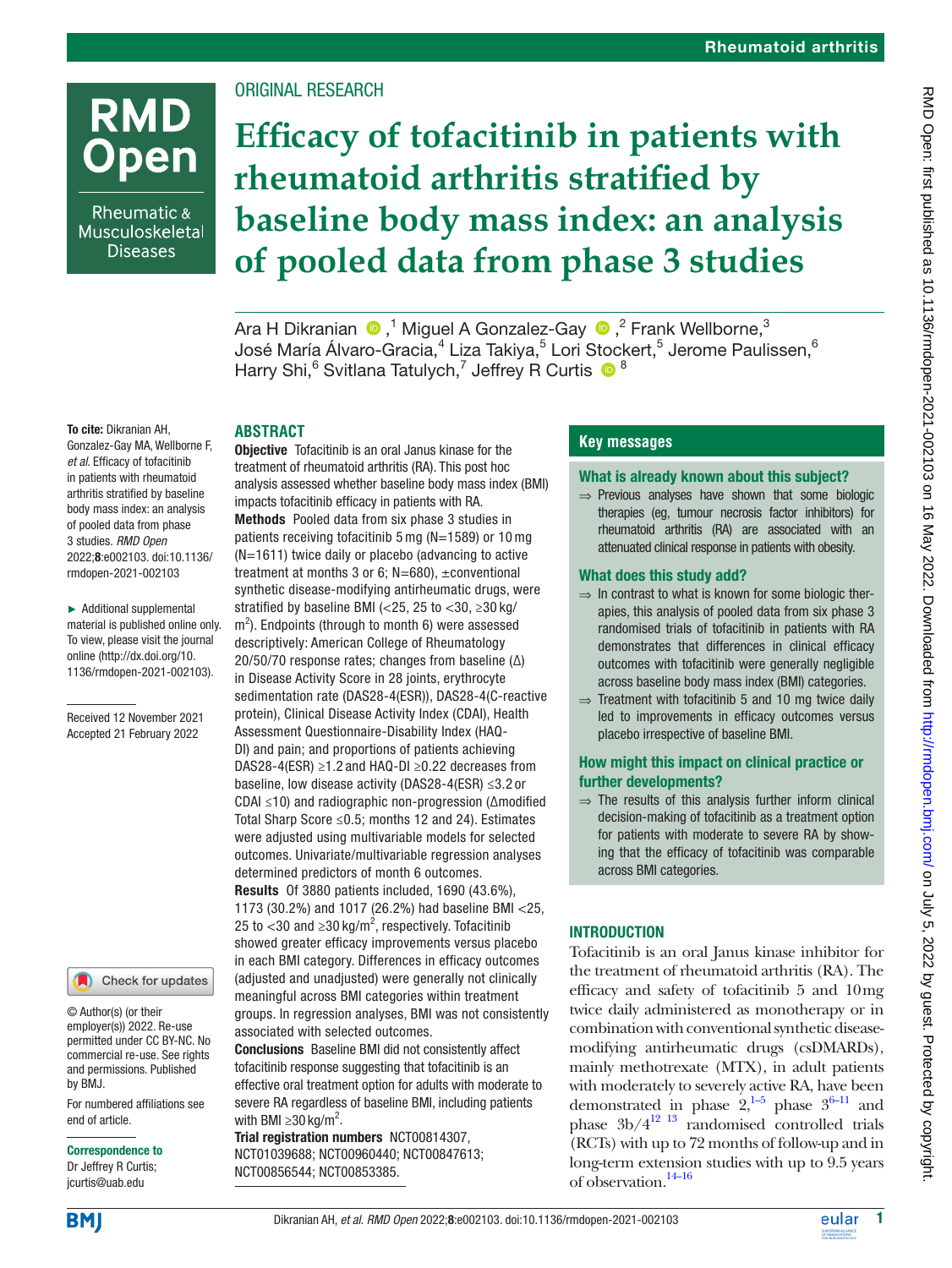ORIGINAL RESEARCH

# Efficacy of tofacitinib in patients with rheumatoid arthritis stratified by baseline body mass index: an analysis of pooled data from phase 3 studies

Ara H Dikranian [1], Miguel A Gonzalez-Gay [2], Frank Wellborne [3], José María Álvaro-Gracia [4], Liza Takiya [5], Lori Stockert [5], Jerome Paulissen [6], Harry Shi [6], Svitlana Tatulych [7], Jeffrey R Curtis [8]

**To cite:** Dikranian AH, Gonzalez-Gay MA, Wellborne F, *et al*. Efficacy of tofacitinib in patients with rheumatoid arthritis stratified by baseline body mass index: an analysis of pooled data from phase 3 studies. *RMD Open* 2022;**8**:e002103. doi:10.1136/rmdopen-2021-002103

► Additional supplemental material is published online only. To view, please visit the journal online (http://dx.doi.org/10.1136/rmdopen-2021-002103).

Received 12 November 2021
Accepted 21 February 2022

© Author(s) (or their employer(s)) 2022. Re-use permitted under CC BY-NC. No commercial re-use. See rights and permissions. Published by BMJ.

For numbered affiliations see end of article.

**Correspondence to**
Dr Jeffrey R Curtis;
jcurtis@uab.edu

## ABSTRACT

**Objective** Tofacitinib is an oral Janus kinase for the treatment of rheumatoid arthritis (RA). This post hoc analysis assessed whether baseline body mass index (BMI) impacts tofacitinib efficacy in patients with RA.

**Methods** Pooled data from six phase 3 studies in patients receiving tofacitinib 5 mg (N=1589) or 10 mg (N=1611) twice daily or placebo (advancing to active treatment at months 3 or 6; N=680), ±conventional synthetic disease-modifying antirheumatic drugs, were stratified by baseline BMI (<25, 25 to <30, ≥30 kg/m$^2$). Endpoints (through to month 6) were assessed descriptively: American College of Rheumatology 20/50/70 response rates; changes from baseline (Δ) in Disease Activity Score in 28 joints, erythrocyte sedimentation rate (DAS28-4(ESR)), DAS28-4(C-reactive protein), Clinical Disease Activity Index (CDAI), Health Assessment Questionnaire-Disability Index (HAQ-DI) and pain; and proportions of patients achieving DAS28-4(ESR) ≥1.2 and HAQ-DI ≥0.22 decreases from baseline, low disease activity (DAS28-4(ESR) ≤3.2 or CDAI ≤10) and radiographic non-progression (Δmodified Total Sharp Score ≤0.5; months 12 and 24). Estimates were adjusted using multivariable models for selected outcomes. Univariate/multivariable regression analyses determined predictors of month 6 outcomes.

**Results** Of 3880 patients included, 1690 (43.6%), 1173 (30.2%) and 1017 (26.2%) had baseline BMI <25, 25 to <30 and ≥30 kg/m$^2$, respectively. Tofacitinib showed greater efficacy improvements versus placebo in each BMI category. Differences in efficacy outcomes (adjusted and unadjusted) were generally not clinically meaningful across BMI categories within treatment groups. In regression analyses, BMI was not consistently associated with selected outcomes.

**Conclusions** Baseline BMI did not consistently affect tofacitinib response suggesting that tofacitinib is an effective oral treatment option for adults with moderate to severe RA regardless of baseline BMI, including patients with BMI ≥30 kg/m$^2$.

**Trial registration numbers** NCT00814307, NCT01039688; NCT00960440; NCT00847613; NCT00856544; NCT00853385.

## Key messages

### What is already known about this subject?

⇒ Previous analyses have shown that some biologic therapies (eg, tumour necrosis factor inhibitors) for rheumatoid arthritis (RA) are associated with an attenuated clinical response in patients with obesity.

### What does this study add?

⇒ In contrast to what is known for some biologic therapies, this analysis of pooled data from six phase 3 randomised trials of tofacitinib in patients with RA demonstrates that differences in clinical efficacy outcomes with tofacitinib were generally negligible across baseline body mass index (BMI) categories.

⇒ Treatment with tofacitinib 5 and 10 mg twice daily led to improvements in efficacy outcomes versus placebo irrespective of baseline BMI.

### How might this impact on clinical practice or further developments?

⇒ The results of this analysis further inform clinical decision-making of tofacitinib as a treatment option for patients with moderate to severe RA by showing that the efficacy of tofacitinib was comparable across BMI categories.

## INTRODUCTION

Tofacitinib is an oral Janus kinase inhibitor for the treatment of rheumatoid arthritis (RA). The efficacy and safety of tofacitinib 5 and 10 mg twice daily administered as monotherapy or in combination with conventional synthetic disease-modifying antirheumatic drugs (csDMARDs), mainly methotrexate (MTX), in adult patients with moderately to severely active RA, have been demonstrated in phase 2,[1–5] phase 3[6–11] and phase 3b/4[12 13] randomised controlled trials (RCTs) with up to 72 months of follow-up and in long-term extension studies with up to 9.5 years of observation.[14–16]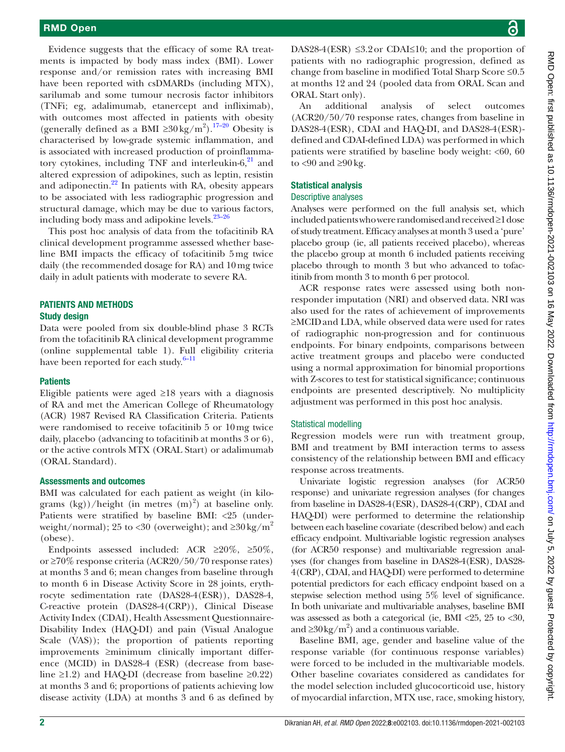Evidence suggests that the efficacy of some RA treatments is impacted by body mass index (BMI). Lower response and/or remission rates with increasing BMI have been reported with csDMARDs (including MTX), sarilumab and some tumour necrosis factor inhibitors (TNFi; eg, adalimumab, etanercept and infliximab), with outcomes most affected in patients with obesity (generally defined as a BMI ≥30 kg/m$^2$).[17–20] Obesity is characterised by low-grade systemic inflammation, and is associated with increased production of proinflammatory cytokines, including TNF and interleukin-6,[21] and altered expression of adipokines, such as leptin, resistin and adiponectin.[22] In patients with RA, obesity appears to be associated with less radiographic progression and structural damage, which may be due to various factors, including body mass and adipokine levels.[23–26]

This post hoc analysis of data from the tofacitinib RA clinical development programme assessed whether baseline BMI impacts the efficacy of tofacitinib 5 mg twice daily (the recommended dosage for RA) and 10 mg twice daily in adult patients with moderate to severe RA.

## PATIENTS AND METHODS

### Study design

Data were pooled from six double-blind phase 3 RCTs from the tofacitinib RA clinical development programme (online supplemental table 1). Full eligibility criteria have been reported for each study.[6–11]

### Patients

Eligible patients were aged ≥18 years with a diagnosis of RA and met the American College of Rheumatology (ACR) 1987 Revised RA Classification Criteria. Patients were randomised to receive tofacitinib 5 or 10 mg twice daily, placebo (advancing to tofacitinib at months 3 or 6), or the active controls MTX (ORAL Start) or adalimumab (ORAL Standard).

### Assessments and outcomes

BMI was calculated for each patient as weight (in kilograms (kg))/height (in metres (m)$^2$) at baseline only. Patients were stratified by baseline BMI: <25 (underweight/normal); 25 to <30 (overweight); and ≥30 kg/m$^2$ (obese).

Endpoints assessed included: ACR ≥20%, ≥50%, or ≥70% response criteria (ACR20/50/70 response rates) at months 3 and 6; mean changes from baseline through to month 6 in Disease Activity Score in 28 joints, erythrocyte sedimentation rate (DAS28-4(ESR)), DAS28-4, C-reactive protein (DAS28-4(CRP)), Clinical Disease Activity Index (CDAI), Health Assessment Questionnaire-Disability Index (HAQ-DI) and pain (Visual Analogue Scale (VAS)); the proportion of patients reporting improvements ≥minimum clinically important difference (MCID) in DAS28-4 (ESR) (decrease from baseline ≥1.2) and HAQ-DI (decrease from baseline ≥0.22) at months 3 and 6; proportions of patients achieving low disease activity (LDA) at months 3 and 6 as defined by DAS28-4(ESR) ≤3.2 or CDAI≤10; and the proportion of patients with no radiographic progression, defined as change from baseline in modified Total Sharp Score ≤0.5 at months 12 and 24 (pooled data from ORAL Scan and ORAL Start only).

An additional analysis of select outcomes (ACR20/50/70 response rates, changes from baseline in DAS28-4(ESR), CDAI and HAQ-DI, and DAS28-4(ESR)-defined and CDAI-defined LDA) was performed in which patients were stratified by baseline body weight: <60, 60 to <90 and ≥90 kg.

### Statistical analysis

#### Descriptive analyses

Analyses were performed on the full analysis set, which included patients who were randomised and received ≥1 dose of study treatment. Efficacy analyses at month 3 used a 'pure' placebo group (ie, all patients received placebo), whereas the placebo group at month 6 included patients receiving placebo through to month 3 but who advanced to tofacitinib from month 3 to month 6 per protocol.

ACR response rates were assessed using both non-responder imputation (NRI) and observed data. NRI was also used for the rates of achievement of improvements ≥MCID and LDA, while observed data were used for rates of radiographic non-progression and for continuous endpoints. For binary endpoints, comparisons between active treatment groups and placebo were conducted using a normal approximation for binomial proportions with Z-scores to test for statistical significance; continuous endpoints are presented descriptively. No multiplicity adjustment was performed in this post hoc analysis.

#### Statistical modelling

Regression models were run with treatment group, BMI and treatment by BMI interaction terms to assess consistency of the relationship between BMI and efficacy response across treatments.

Univariate logistic regression analyses (for ACR50 response) and univariate regression analyses (for changes from baseline in DAS28-4(ESR), DAS28-4(CRP), CDAI and HAQ-DI) were performed to determine the relationship between each baseline covariate (described below) and each efficacy endpoint. Multivariable logistic regression analyses (for ACR50 response) and multivariable regression analyses (for changes from baseline in DAS28-4(ESR), DAS28-4(CRP), CDAI, and HAQ-DI) were performed to determine potential predictors for each efficacy endpoint based on a stepwise selection method using 5% level of significance. In both univariate and multivariable analyses, baseline BMI was assessed as both a categorical (ie, BMI <25, 25 to <30, and ≥30 kg/m$^2$) and a continuous variable.

Baseline BMI, age, gender and baseline value of the response variable (for continuous response variables) were forced to be included in the multivariable models. Other baseline covariates considered as candidates for the model selection included glucocorticoid use, history of myocardial infarction, MTX use, race, smoking history,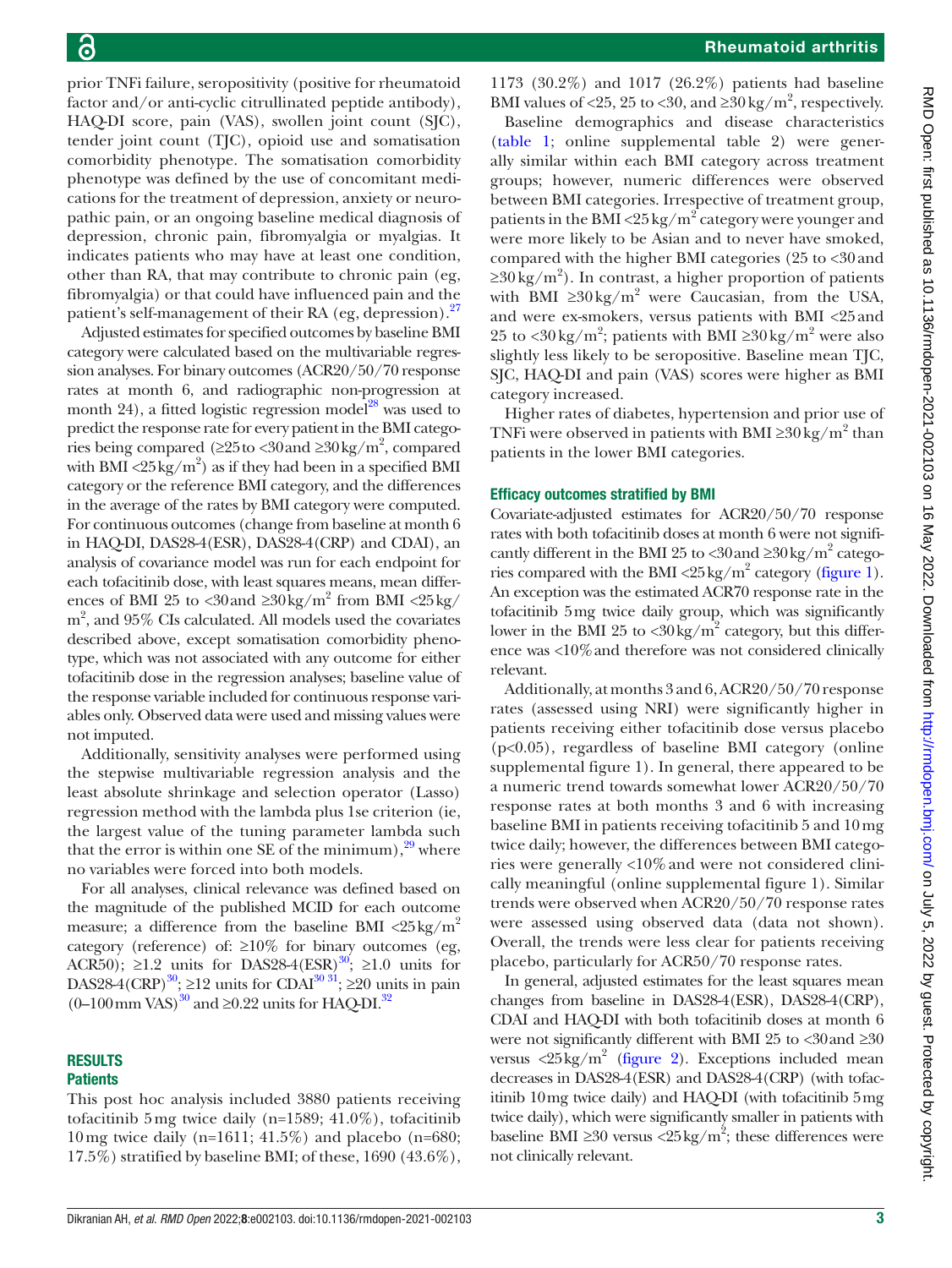prior TNFi failure, seropositivity (positive for rheumatoid factor and/or anti-cyclic citrullinated peptide antibody), HAQ-DI score, pain (VAS), swollen joint count (SJC), tender joint count (TJC), opioid use and somatisation comorbidity phenotype. The somatisation comorbidity phenotype was defined by the use of concomitant medications for the treatment of depression, anxiety or neuropathic pain, or an ongoing baseline medical diagnosis of depression, chronic pain, fibromyalgia or myalgias. It indicates patients who may have at least one condition, other than RA, that may contribute to chronic pain (eg, fibromyalgia) or that could have influenced pain and the patient's self-management of their RA (eg, depression).[27]

Adjusted estimates for specified outcomes by baseline BMI category were calculated based on the multivariable regression analyses. For binary outcomes (ACR20/50/70 response rates at month 6, and radiographic non-progression at month 24), a fitted logistic regression model[28] was used to predict the response rate for every patient in the BMI categories being compared (≥25 to <30 and ≥30 kg/m$^2$, compared with BMI <25 kg/m$^2$) as if they had been in a specified BMI category or the reference BMI category, and the differences in the average of the rates by BMI category were computed. For continuous outcomes (change from baseline at month 6 in HAQ-DI, DAS28-4(ESR), DAS28-4(CRP) and CDAI), an analysis of covariance model was run for each endpoint for each tofacitinib dose, with least squares means, mean differences of BMI 25 to <30 and ≥30 kg/m$^2$ from BMI <25 kg/m$^2$, and 95% CIs calculated. All models used the covariates described above, except somatisation comorbidity phenotype, which was not associated with any outcome for either tofacitinib dose in the regression analyses; baseline value of the response variable included for continuous response variables only. Observed data were used and missing values were not imputed.

Additionally, sensitivity analyses were performed using the stepwise multivariable regression analysis and the least absolute shrinkage and selection operator (Lasso) regression method with the lambda plus 1se criterion (ie, the largest value of the tuning parameter lambda such that the error is within one SE of the minimum),[29] where no variables were forced into both models.

For all analyses, clinical relevance was defined based on the magnitude of the published MCID for each outcome measure; a difference from the baseline BMI <25 kg/m$^2$ category (reference) of: ≥10% for binary outcomes (eg, ACR50); ≥1.2 units for DAS28-4(ESR)[30]; ≥1.0 units for DAS28-4(CRP)[30]; ≥12 units for CDAI[30,31]; ≥20 units in pain (0–100 mm VAS)[30] and ≥0.22 units for HAQ-DI.[32]

## RESULTS

### Patients

This post hoc analysis included 3880 patients receiving tofacitinib 5 mg twice daily (n=1589; 41.0%), tofacitinib 10 mg twice daily (n=1611; 41.5%) and placebo (n=680; 17.5%) stratified by baseline BMI; of these, 1690 (43.6%), 1173 (30.2%) and 1017 (26.2%) patients had baseline BMI values of <25, 25 to <30, and ≥30 kg/m$^2$, respectively.

Baseline demographics and disease characteristics (table 1; online supplemental table 2) were generally similar within each BMI category across treatment groups; however, numeric differences were observed between BMI categories. Irrespective of treatment group, patients in the BMI <25 kg/m$^2$ category were younger and were more likely to be Asian and to never have smoked, compared with the higher BMI categories (25 to <30 and ≥30 kg/m$^2$). In contrast, a higher proportion of patients with BMI ≥30 kg/m$^2$ were Caucasian, from the USA, and were ex-smokers, versus patients with BMI <25 and 25 to <30 kg/m$^2$; patients with BMI ≥30 kg/m$^2$ were also slightly less likely to be seropositive. Baseline mean TJC, SJC, HAQ-DI and pain (VAS) scores were higher as BMI category increased.

Higher rates of diabetes, hypertension and prior use of TNFi were observed in patients with BMI ≥30 kg/m$^2$ than patients in the lower BMI categories.

### Efficacy outcomes stratified by BMI

Covariate-adjusted estimates for ACR20/50/70 response rates with both tofacitinib doses at month 6 were not significantly different in the BMI 25 to <30 and ≥30 kg/m$^2$ categories compared with the BMI <25 kg/m$^2$ category (figure 1). An exception was the estimated ACR70 response rate in the tofacitinib 5 mg twice daily group, which was significantly lower in the BMI 25 to <30 kg/m$^2$ category, but this difference was <10% and therefore was not considered clinically relevant.

Additionally, at months 3 and 6, ACR20/50/70 response rates (assessed using NRI) were significantly higher in patients receiving either tofacitinib dose versus placebo (p<0.05), regardless of baseline BMI category (online supplemental figure 1). In general, there appeared to be a numeric trend towards somewhat lower ACR20/50/70 response rates at both months 3 and 6 with increasing baseline BMI in patients receiving tofacitinib 5 and 10 mg twice daily; however, the differences between BMI categories were generally <10% and were not considered clinically meaningful (online supplemental figure 1). Similar trends were observed when ACR20/50/70 response rates were assessed using observed data (data not shown). Overall, the trends were less clear for patients receiving placebo, particularly for ACR50/70 response rates.

In general, adjusted estimates for the least squares mean changes from baseline in DAS28-4(ESR), DAS28-4(CRP), CDAI and HAQ-DI with both tofacitinib doses at month 6 were not significantly different with BMI 25 to <30 and ≥30 versus <25 kg/m$^2$ (figure 2). Exceptions included mean decreases in DAS28-4(ESR) and DAS28-4(CRP) (with tofacitinib 10 mg twice daily) and HAQ-DI (with tofacitinib 5 mg twice daily), which were significantly smaller in patients with baseline BMI ≥30 versus <25 kg/m$^2$; these differences were not clinically relevant.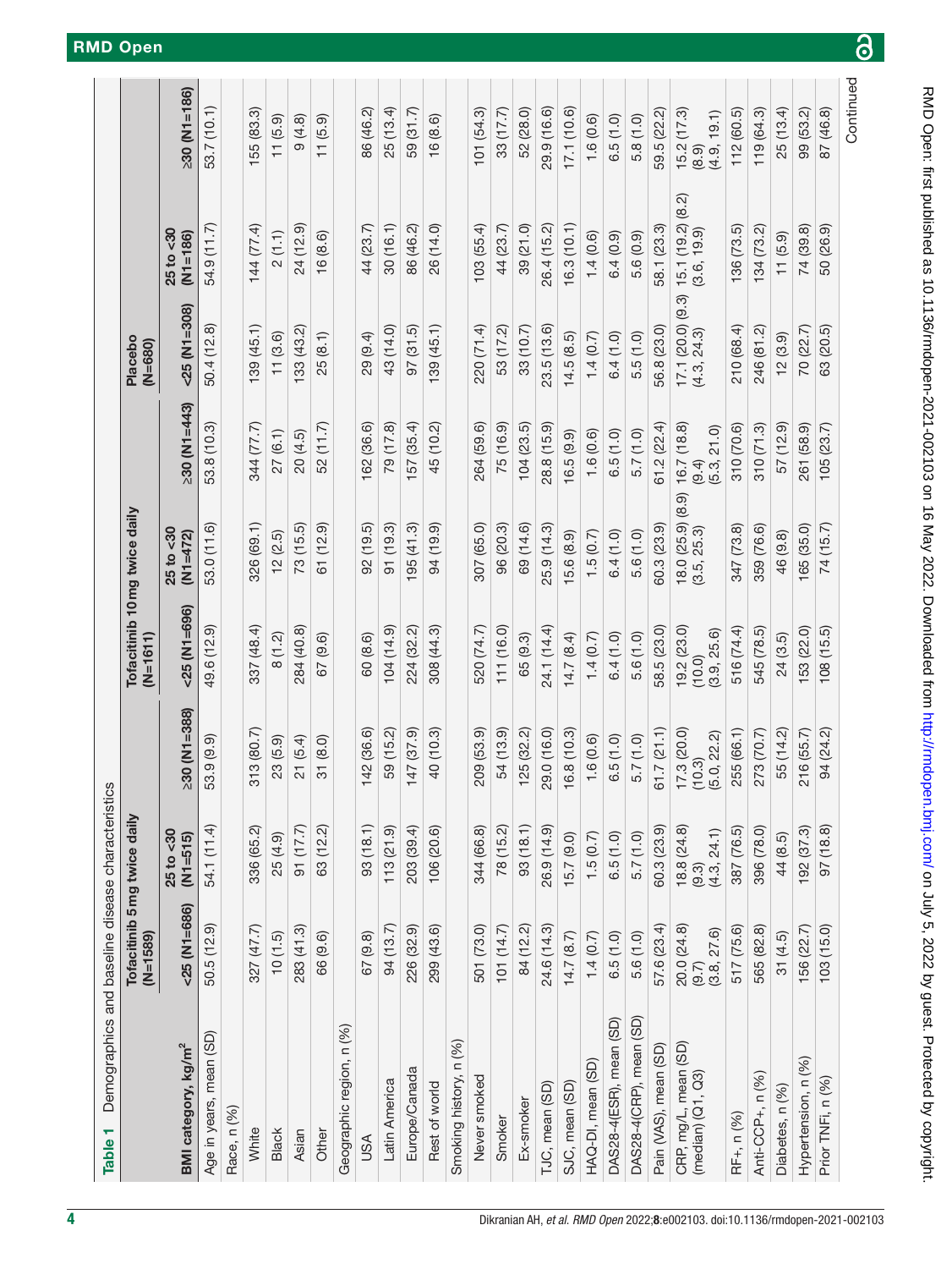**Table 1** Demographics and baseline disease characteristics

| BMI category, kg/m² | Tofacitinib 5 mg twice daily (N=1589) | | | Tofacitinib 10 mg twice daily (N=1611) | | | Placebo (N=680) | | |
|---|---|---|---|---|---|---|---|---|---|
| | <25 (N1=686) | 25 to <30 (N1=515) | ≥30 (N1=388) | <25 (N1=696) | 25 to <30 (N1=472) | ≥30 (N1=443) | <25 (N1=308) | 25 to <30 (N1=186) | ≥30 (N1=186) |
| Age in years, mean (SD) | 50.5 (12.9) | 54.1 (11.4) | 53.9 (9.9) | 49.6 (12.9) | 53.0 (11.6) | 53.8 (10.3) | 50.4 (12.8) | 54.9 (11.7) | 53.7 (10.1) |
| Race, n (%) | | | | | | | | | |
| White | 327 (47.7) | 336 (65.2) | 313 (80.7) | 337 (48.4) | 326 (69.1) | 344 (77.7) | 139 (45.1) | 144 (77.4) | 155 (83.3) |
| Black | 10 (1.5) | 25 (4.9) | 23 (5.9) | 8 (1.2) | 12 (2.5) | 27 (6.1) | 11 (3.6) | 2 (1.1) | 11 (5.9) |
| Asian | 283 (41.3) | 91 (17.7) | 21 (5.4) | 284 (40.8) | 73 (15.5) | 20 (4.5) | 133 (43.2) | 24 (12.9) | 9 (4.8) |
| Other | 66 (9.6) | 63 (12.2) | 31 (8.0) | 67 (9.6) | 61 (12.9) | 52 (11.7) | 25 (8.1) | 16 (8.6) | 11 (5.9) |
| Geographic region, n (%) | | | | | | | | | |
| USA | 67 (9.8) | 93 (18.1) | 142 (36.6) | 60 (8.6) | 92 (19.5) | 162 (36.6) | 29 (9.4) | 44 (23.7) | 86 (46.2) |
| Latin America | 94 (13.7) | 113 (21.9) | 59 (15.2) | 104 (14.9) | 91 (19.3) | 79 (17.8) | 43 (14.0) | 30 (16.1) | 25 (13.4) |
| Europe/Canada | 226 (32.9) | 203 (39.4) | 147 (37.9) | 224 (32.2) | 195 (41.3) | 157 (35.4) | 97 (31.5) | 86 (46.2) | 59 (31.7) |
| Rest of world | 299 (43.6) | 106 (20.6) | 40 (10.3) | 308 (44.3) | 94 (19.9) | 45 (10.2) | 139 (45.1) | 26 (14.0) | 16 (8.6) |
| Smoking history, n (%) | | | | | | | | | |
| Never smoked | 501 (73.0) | 344 (66.8) | 209 (53.9) | 520 (74.7) | 307 (65.0) | 264 (59.6) | 220 (71.4) | 103 (55.4) | 101 (54.3) |
| Smoker | 101 (14.7) | 78 (15.2) | 54 (13.9) | 111 (16.0) | 96 (20.3) | 75 (16.9) | 53 (17.2) | 44 (23.7) | 33 (17.7) |
| Ex-smoker | 84 (12.2) | 93 (18.1) | 125 (32.2) | 65 (9.3) | 69 (14.6) | 104 (23.5) | 33 (10.7) | 39 (21.0) | 52 (28.0) |
| TJC, mean (SD) | 24.6 (14.3) | 26.9 (14.9) | 29.0 (16.0) | 24.1 (14.4) | 25.9 (14.3) | 28.8 (15.9) | 23.5 (13.6) | 26.4 (15.2) | 29.9 (16.6) |
| SJC, mean (SD) | 14.7 (8.7) | 15.7 (9.0) | 16.8 (10.3) | 14.7 (8.4) | 15.6 (8.9) | 16.5 (9.9) | 14.5 (8.5) | 16.3 (10.1) | 17.1 (10.6) |
| HAQ-DI, mean (SD) | 1.4 (0.7) | 1.5 (0.7) | 1.6 (0.6) | 1.4 (0.7) | 1.5 (0.7) | 1.6 (0.6) | 1.4 (0.7) | 1.4 (0.6) | 1.6 (0.6) |
| DAS28-4(ESR), mean (SD) | 6.5 (1.0) | 6.5 (1.0) | 6.5 (1.0) | 6.4 (1.0) | 6.4 (1.0) | 6.5 (1.0) | 6.4 (1.0) | 6.4 (0.9) | 6.5 (1.0) |
| DAS28-4(CRP), mean (SD) | 5.6 (1.0) | 5.7 (1.0) | 5.7 (1.0) | 5.6 (1.0) | 5.6 (1.0) | 5.7 (1.0) | 5.5 (1.0) | 5.6 (0.9) | 5.8 (1.0) |
| Pain (VAS), mean (SD) | 57.6 (23.4) | 60.3 (23.9) | 61.7 (21.1) | 58.5 (23.0) | 60.3 (23.9) | 61.2 (22.4) | 56.8 (23.0) | 58.1 (23.3) | 59.5 (22.2) |
| CRP, mg/L, mean (SD) (median) (Q1, Q3) | 20.0 (24.8) (9.7) (3.8, 27.6) | 18.8 (24.8) (9.3) (4.3, 24.1) | 17.3 (20.0) (10.3) (5.0, 22.2) | 19.2 (23.0) (10.0) (3.9, 25.6) | 18.0 (25.9) (8.9) (3.5, 25.3) | 16.7 (18.8) (9.4) (5.3, 21.0) | 17.1 (20.0) (9.3) (4.3, 24.3) | 15.1 (19.2) (8.2) (3.6, 19.9) | 15.2 (17.3) (8.9) (4.9, 19.1) |
| RF+, n (%) | 517 (75.6) | 387 (76.5) | 255 (66.1) | 516 (74.4) | 347 (73.8) | 310 (70.6) | 210 (68.4) | 136 (73.5) | 112 (60.5) |
| Anti-CCP+, n (%) | 565 (82.8) | 396 (78.0) | 273 (70.7) | 545 (78.5) | 359 (76.6) | 310 (71.3) | 246 (81.2) | 134 (73.2) | 119 (64.3) |
| Diabetes, n (%) | 31 (4.5) | 44 (8.5) | 55 (14.2) | 24 (3.5) | 46 (9.8) | 57 (12.9) | 12 (3.9) | 11 (5.9) | 25 (13.4) |
| Hypertension, n (%) | 156 (22.7) | 192 (37.3) | 216 (55.7) | 153 (22.0) | 165 (35.0) | 261 (58.9) | 70 (22.7) | 74 (39.8) | 99 (53.2) |
| Prior TNFi, n (%) | 103 (15.0) | 97 (18.8) | 94 (24.2) | 108 (15.5) | 74 (15.7) | 105 (23.7) | 63 (20.5) | 50 (26.9) | 87 (46.8) |

Continued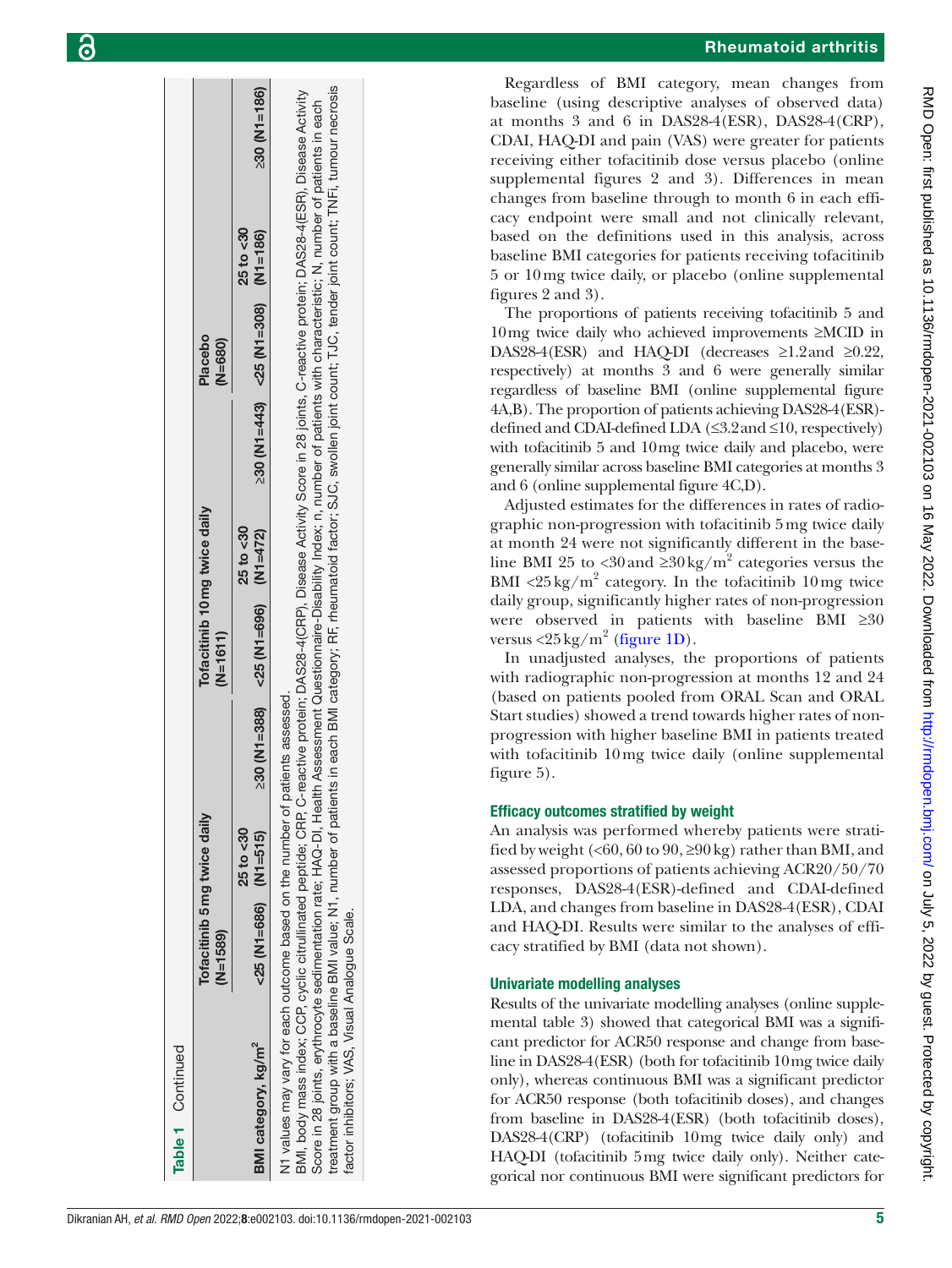**Table 1** Continued

| | Tofacitinib 5 mg twice daily (N=1589) | | | Tofacitinib 10 mg twice daily (N=1611) | | | Placebo (N=680) | | |
|---|---|---|---|---|---|---|---|---|---|
| BMI category, kg/m² | <25 (N1=686) | 25 to <30 (N1=515) | ≥30 (N1=388) | <25 (N1=696) | 25 to <30 (N1=472) | ≥30 (N1=443) | <25 (N1=308) | 25 to <30 (N1=186) | ≥30 (N1=186) |

N1 values may vary for each outcome based on the number of patients assessed.

BMI, body mass index; CCP, cyclic citrullinated peptide; CRP, C-reactive protein; DAS28-4(CRP), Disease Activity Score in 28 joints, C-reactive protein; DAS28-4(ESR), Disease Activity Score in 28 joints, erythrocyte sedimentation rate; HAQ-DI, Health Assessment Questionnaire-Disability Index; n, number of patients with characteristic; N, number of patients in each treatment group with a baseline BMI value; N1, number of patients in each BMI category; RF, rheumatoid factor; SJC, swollen joint count; TJC, tender joint count; TNFi, tumour necrosis factor inhibitors; VAS, Visual Analogue Scale.

Regardless of BMI category, mean changes from baseline (using descriptive analyses of observed data) at months 3 and 6 in DAS28-4(ESR), DAS28-4(CRP), CDAI, HAQ-DI and pain (VAS) were greater for patients receiving either tofacitinib dose versus placebo (online supplemental figures 2 and 3). Differences in mean changes from baseline through to month 6 in each efficacy endpoint were small and not clinically relevant, based on the definitions used in this analysis, across baseline BMI categories for patients receiving tofacitinib 5 or 10 mg twice daily, or placebo (online supplemental figures 2 and 3).

The proportions of patients receiving tofacitinib 5 and 10 mg twice daily who achieved improvements ≥MCID in DAS28-4(ESR) and HAQ-DI (decreases ≥1.2 and ≥0.22, respectively) at months 3 and 6 were generally similar regardless of baseline BMI (online supplemental figure 4A,B). The proportion of patients achieving DAS28-4(ESR)-defined and CDAI-defined LDA (≤3.2 and ≤10, respectively) with tofacitinib 5 and 10 mg twice daily and placebo, were generally similar across baseline BMI categories at months 3 and 6 (online supplemental figure 4C,D).

Adjusted estimates for the differences in rates of radiographic non-progression with tofacitinib 5 mg twice daily at month 24 were not significantly different in the baseline BMI 25 to <30 and ≥30 kg/m² categories versus the BMI <25 kg/m² category. In the tofacitinib 10 mg twice daily group, significantly higher rates of non-progression were observed in patients with baseline BMI ≥30 versus <25 kg/m² (figure 1D).

In unadjusted analyses, the proportions of patients with radiographic non-progression at months 12 and 24 (based on patients pooled from ORAL Scan and ORAL Start studies) showed a trend towards higher rates of non-progression with higher baseline BMI in patients treated with tofacitinib 10 mg twice daily (online supplemental figure 5).

### Efficacy outcomes stratified by weight

An analysis was performed whereby patients were stratified by weight (<60, 60 to 90, ≥90 kg) rather than BMI, and assessed proportions of patients achieving ACR20/50/70 responses, DAS28-4(ESR)-defined and CDAI-defined LDA, and changes from baseline in DAS28-4(ESR), CDAI and HAQ-DI. Results were similar to the analyses of efficacy stratified by BMI (data not shown).

### Univariate modelling analyses

Results of the univariate modelling analyses (online supplemental table 3) showed that categorical BMI was a significant predictor for ACR50 response and change from baseline in DAS28-4(ESR) (both for tofacitinib 10 mg twice daily only), whereas continuous BMI was a significant predictor for ACR50 response (both tofacitinib doses), and changes from baseline in DAS28-4(ESR) (both tofacitinib doses), DAS28-4(CRP) (tofacitinib 10 mg twice daily only) and HAQ-DI (tofacitinib 5 mg twice daily only). Neither categorical nor continuous BMI were significant predictors for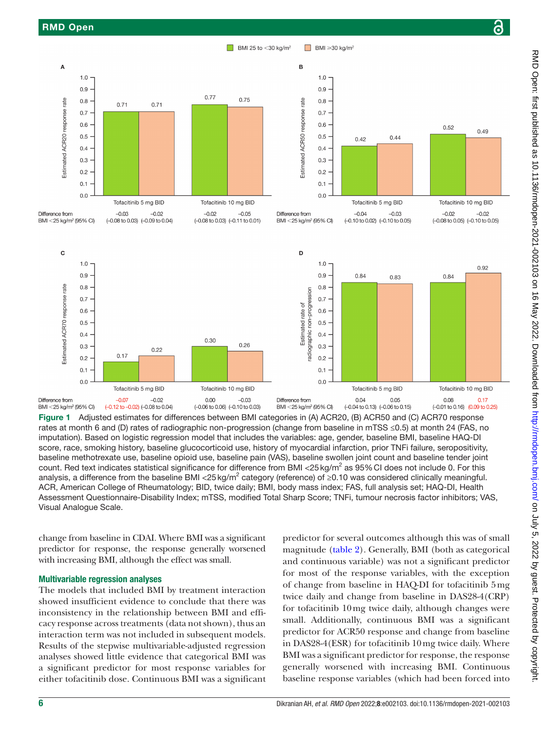Figure 1 Adjusted estimates for differences between BMI categories in (A) ACR20, (B) ACR50 and (C) ACR70 response rates at month 6 and (D) rates of radiographic non-progression (change from baseline in mTSS ≤0.5) at month 24 (FAS, no imputation). Based on logistic regression model that includes the variables: age, gender, baseline BMI, baseline HAQ-DI score, race, smoking history, baseline glucocorticoid use, history of myocardial infarction, prior TNFi failure, seropositivity, baseline methotrexate use, baseline opioid use, baseline pain (VAS), baseline swollen joint count and baseline tender joint count. Red text indicates statistical significance for difference from BMI <25 kg/m$^2$ as 95% CI does not include 0. For this analysis, a difference from the baseline BMI <25 kg/m$^2$ category (reference) of ≥0.10 was considered clinically meaningful. ACR, American College of Rheumatology; BID, twice daily; BMI, body mass index; FAS, full analysis set; HAQ-DI, Health Assessment Questionnaire-Disability Index; mTSS, modified Total Sharp Score; TNFi, tumour necrosis factor inhibitors; VAS, Visual Analogue Scale.

change from baseline in CDAI. Where BMI was a significant predictor for response, the response generally worsened with increasing BMI, although the effect was small.

### Multivariable regression analyses

The models that included BMI by treatment interaction showed insufficient evidence to conclude that there was inconsistency in the relationship between BMI and efficacy response across treatments (data not shown), thus an interaction term was not included in subsequent models. Results of the stepwise multivariable-adjusted regression analyses showed little evidence that categorical BMI was a significant predictor for most response variables for either tofacitinib dose. Continuous BMI was a significant predictor for several outcomes although this was of small magnitude (table 2). Generally, BMI (both as categorical and continuous variable) was not a significant predictor for most of the response variables, with the exception of change from baseline in HAQ-DI for tofacitinib 5 mg twice daily and change from baseline in DAS28-4(CRP) for tofacitinib 10 mg twice daily, although changes were small. Additionally, continuous BMI was a significant predictor for ACR50 response and change from baseline in DAS28-4(ESR) for tofacitinib 10 mg twice daily. Where BMI was a significant predictor for response, the response generally worsened with increasing BMI. Continuous baseline response variables (which had been forced into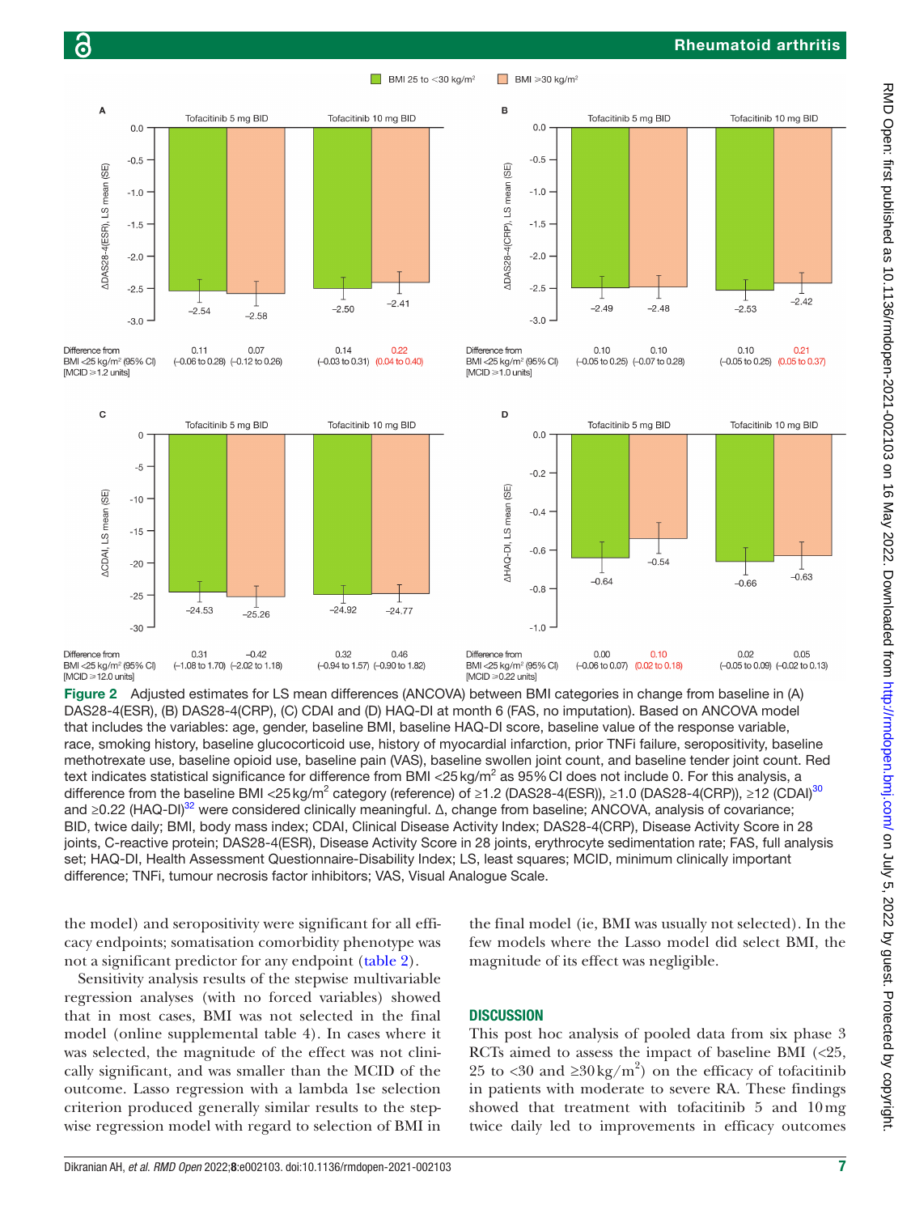**Figure 2** Adjusted estimates for LS mean differences (ANCOVA) between BMI categories in change from baseline in (A) DAS28-4(ESR), (B) DAS28-4(CRP), (C) CDAI and (D) HAQ-DI at month 6 (FAS, no imputation). Based on ANCOVA model that includes the variables: age, gender, baseline BMI, baseline HAQ-DI score, baseline value of the response variable, race, smoking history, baseline glucocorticoid use, history of myocardial infarction, prior TNFi failure, seropositivity, baseline methotrexate use, baseline opioid use, baseline pain (VAS), baseline swollen joint count, and baseline tender joint count. Red text indicates statistical significance for difference from BMI <25 kg/m² as 95% CI does not include 0. For this analysis, a difference from the baseline BMI <25 kg/m² category (reference) of ≥1.2 (DAS28-4(ESR)), ≥1.0 (DAS28-4(CRP)), ≥12 (CDAI)[30] and ≥0.22 (HAQ-DI)[32] were considered clinically meaningful. Δ, change from baseline; ANCOVA, analysis of covariance; BID, twice daily; BMI, body mass index; CDAI, Clinical Disease Activity Index; DAS28-4(CRP), Disease Activity Score in 28 joints, C-reactive protein; DAS28-4(ESR), Disease Activity Score in 28 joints, erythrocyte sedimentation rate; FAS, full analysis set; HAQ-DI, Health Assessment Questionnaire-Disability Index; LS, least squares; MCID, minimum clinically important difference; TNFi, tumour necrosis factor inhibitors; VAS, Visual Analogue Scale.

the model) and seropositivity were significant for all efficacy endpoints; somatisation comorbidity phenotype was not a significant predictor for any endpoint (table 2).

Sensitivity analysis results of the stepwise multivariable regression analyses (with no forced variables) showed that in most cases, BMI was not selected in the final model (online supplemental table 4). In cases where it was selected, the magnitude of the effect was not clinically significant, and was smaller than the MCID of the outcome. Lasso regression with a lambda 1se selection criterion produced generally similar results to the stepwise regression model with regard to selection of BMI in the final model (ie, BMI was usually not selected). In the few models where the Lasso model did select BMI, the magnitude of its effect was negligible.

## DISCUSSION

This post hoc analysis of pooled data from six phase 3 RCTs aimed to assess the impact of baseline BMI (<25, 25 to <30 and ≥30 kg/m²) on the efficacy of tofacitinib in patients with moderate to severe RA. These findings showed that treatment with tofacitinib 5 and 10 mg twice daily led to improvements in efficacy outcomes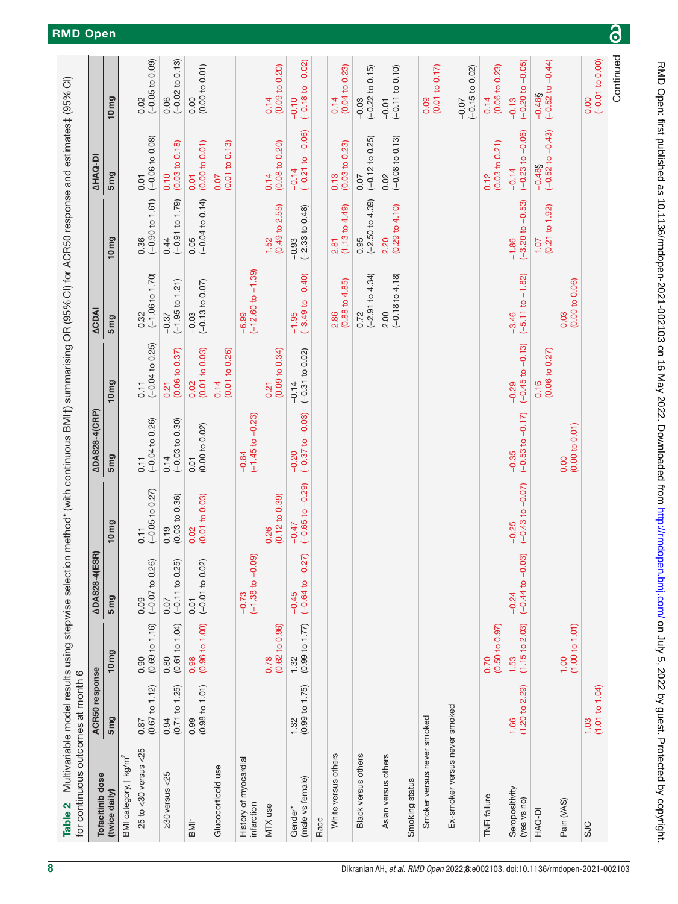**Table 2** Multivariable model results using stepwise selection method* (with continuous BMI†) summarising OR (95% CI) for ACR50 response and estimates‡ (95% CI) for continuous outcomes at month 6

| Tofacitinib dose (twice daily) | ACR50 response | | ΔDAS28-4(ESR) | | ΔDAS28-4(CRP) | | ΔCDAI | | ΔHAQ-DI | |
|---|---|---|---|---|---|---|---|---|---|---|
| | 5 mg | 10 mg | 5 mg | 10 mg | 5 mg | 10 mg | 5 mg | 10 mg | 5 mg | 10 mg |
| BMI category,† kg/m$^2$ | | | | | | | | | | |
| 25 to <30 versus <25 | 0.87 (0.67 to 1.12) | 0.90 (0.69 to 1.16) | 0.09 (−0.07 to 0.26) | 0.11 (−0.05 to 0.27) | 0.11 (−0.04 to 0.26) | 0.11 (−0.04 to 0.25) | 0.32 (−1.06 to 1.70) | 0.36 (−0.90 to 1.61) | 0.01 (−0.06 to 0.08) | 0.02 (−0.05 to 0.09) |
| ≥30 versus <25 | 0.94 (0.71 to 1.25) | 0.80 (0.61 to 1.04) | 0.07 (−0.11 to 0.25) | 0.19 (0.03 to 0.36) | 0.14 (−0.03 to 0.30) | 0.21 (0.06 to 0.37) | −0.37 (−1.95 to 1.21) | 0.44 (−0.91 to 1.79) | 0.10 (0.03 to 0.18) | 0.06 (−0.02 to 0.13) |
| BMI* | 0.99 (0.98 to 1.01) | 0.98 (0.96 to 1.00) | 0.01 (−0.01 to 0.02) | 0.02 (0.01 to 0.03) | 0.01 (0.00 to 0.02) | 0.02 (0.01 to 0.03) | −0.03 (−0.13 to 0.07) | 0.05 (−0.04 to 0.14) | 0.01 (0.00 to 0.01) | 0.00 (0.00 to 0.01) |
| Glucocorticoid use | | | | | | 0.14 (0.01 to 0.26) | | | 0.07 (0.01 to 0.13) | |
| History of myocardial infarction | | | −0.73 (−1.38 to −0.09) | | −0.84 (−1.45 to −0.23) | | −6.99 (−12.60 to −1.39) | | | |
| MTX use | | 0.78 (0.62 to 0.96) | | 0.26 (0.12 to 0.39) | | 0.21 (0.09 to 0.34) | | 1.52 (0.49 to 2.55) | 0.14 (0.08 to 0.20) | 0.14 (0.09 to 0.20) |
| Gender* (male vs female) | 1.32 (0.99 to 1.75) | 1.32 (0.99 to 1.77) | −0.45 (−0.64 to −0.27) | −0.47 (−0.65 to −0.29) | −0.20 (−0.37 to −0.03) | −0.14 (−0.31 to 0.02) | −1.95 (−3.49 to −0.40) | −0.93 (−2.33 to 0.48) | −0.14 (−0.21 to −0.06) | −0.10 (−0.18 to −0.02) |
| Race | | | | | | | | | | |
| White versus others | | | | | | | 2.86 (0.88 to 4.85) | 2.81 (1.13 to 4.49) | 0.13 (0.03 to 0.23) | 0.14 (0.04 to 0.23) |
| Black versus others | | | | | | | 0.72 (−2.91 to 4.34) | 0.95 (−2.50 to 4.39) | 0.07 (−0.12 to 0.25) | −0.03 (−0.22 to 0.15) |
| Asian versus others | | | | | | | 2.00 (−0.18 to 4.18) | 2.20 (0.29 to 4.10) | 0.02 (−0.08 to 0.13) | −0.01 (−0.11 to 0.10) |
| Smoking status | | | | | | | | | | |
| Smoker versus never smoked | | | | | | | | | | 0.09 (0.01 to 0.17) |
| Ex-smoker versus never smoked | | | | | | | | | | −0.07 (−0.15 to 0.02) |
| TNFi failure | | 0.70 (0.50 to 0.97) | | | | | | | 0.12 (0.03 to 0.21) | 0.14 (0.06 to 0.23) |
| Seropositivity (yes vs no) | 1.66 (1.20 to 2.29) | 1.53 (1.15 to 2.03) | −0.24 (−0.44 to −0.03) | −0.25 (−0.43 to −0.07) | −0.35 (−0.53 to −0.17) | −0.29 (−0.45 to −0.13) | −3.46 (−5.11 to −1.82) | −1.86 (−3.20 to −0.53) | −0.14 (−0.23 to −0.06) | −0.13 (−0.20 to −0.05) |
| HAQ-DI | | | | | | | | | −0.48§ (−0.52 to −0.43) | −0.48§ (−0.52 to −0.44) |
| Pain (VAS) | | 1.00 (1.00 to 1.01) | | | 0.00 (0.00 to 0.01) | 0.16 (0.06 to 0.27) | 0.03 (0.00 to 0.06) | 1.07 (0.21 to 1.92) | | |
| SJC | 1.03 (1.01 to 1.04) | | | | | | | | | 0.00 (−0.01 to 0.00) |

Continued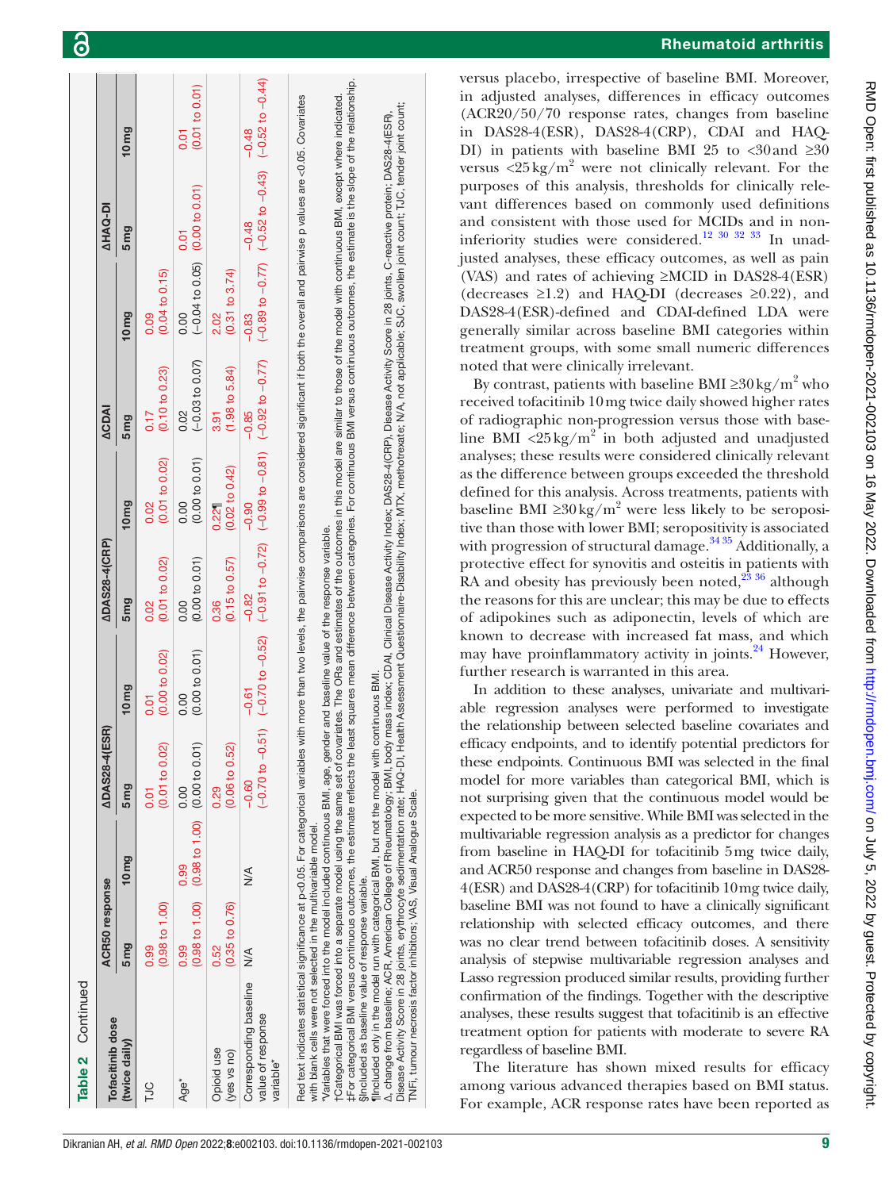Table 2 Continued

| Tofacitinib dose (twice daily) | ACR50 response | | ΔDAS28-4(ESR) | | ΔDAS28-4(CRP) | | ΔCDAI | | ΔHAQ-DI | |
|---|---|---|---|---|---|---|---|---|---|---|
| | 5 mg | 10 mg | 5 mg | 10 mg | 5 mg | 10 mg | 5 mg | 10 mg | 5 mg | 10 mg |
| TJC | 0.99 (0.98 to 1.00) | | 0.01 (0.01 to 0.02) | 0.01 (0.00 to 0.02) | 0.02 (0.01 to 0.02) | 0.02 (0.01 to 0.02) | 0.17 (0.10 to 0.23) | 0.09 (0.04 to 0.15) | | |
| Age* | 0.99 (0.98 to 1.00) | 0.99 (0.98 to 1.00) | 0.00 (0.00 to 0.01) | 0.00 (0.00 to 0.01) | 0.00 (0.00 to 0.01) | 0.00 (0.00 to 0.01) | 0.02 (−0.03 to 0.07) | 0.00 (−0.04 to 0.05) | 0.01 (0.00 to 0.01) | 0.01 (0.01 to 0.01) |
| Opioid use (yes vs no) | 0.52 (0.35 to 0.76) | | 0.29 (0.06 to 0.52) | | 0.36 (0.15 to 0.57) | 0.22¶ (0.02 to 0.42) | 3.91 (1.98 to 5.84) | 2.02 (0.31 to 3.74) | | |
| Corresponding baseline value of response variable* | N/A | N/A | −0.60 (−0.70 to −0.51) | −0.61 (−0.70 to −0.52) | −0.82 (−0.91 to −0.72) | −0.90 (−0.99 to −0.81) | −0.85 (−0.92 to −0.77) | −0.83 (−0.89 to −0.77) | −0.48 (−0.52 to −0.43) | −0.48 (−0.52 to −0.44) |

Red text indicates statistical significance at p<0.05. For categorical variables with more than two levels, the pairwise comparisons are considered significant if both the overall and pairwise p values are <0.05. Covariates with blank cells were not selected in the multivariable model.

*Variables that were forced into the model included continuous BMI, age, gender and baseline value of the response variable.

†Categorical BMI was forced into a separate model using the same set of covariates. The ORs and estimates of the outcomes in this model are similar to those of the model with continuous BMI, except where indicated.

‡For categorical BMI versus continuous outcomes, the estimate reflects the least squares mean difference between categories. For continuous BMI versus continuous outcomes, the estimate is the slope of the relationship.

§Included as baseline value of response variable.

¶Included only in the model run with categorical BMI, but not the model with continuous BMI.

Δ, change from baseline; ACR, American College of Rheumatology; BMI, body mass index; CDAI, Clinical Disease Activity Index; DAS28-4(CRP), Disease Activity Score in 28 joints, C-reactive protein; DAS28-4(ESR), Disease Activity Score in 28 joints, erythrocyte sedimentation rate; HAQ-DI, Health Assessment Questionnaire-Disability Index; MTX, methotrexate; N/A, not applicable; SJC, swollen joint count; TJC, tender joint count; TNFi, tumour necrosis factor inhibitors; VAS, Visual Analogue Scale.

versus placebo, irrespective of baseline BMI. Moreover, in adjusted analyses, differences in efficacy outcomes (ACR20/50/70 response rates, changes from baseline in DAS28-4(ESR), DAS28-4(CRP), CDAI and HAQ-DI) in patients with baseline BMI 25 to <30 and ≥30 versus <25 kg/m$^2$ were not clinically relevant. For the purposes of this analysis, thresholds for clinically relevant differences based on commonly used definitions and consistent with those used for MCIDs and in non-inferiority studies were considered.[12 30 32 33] In unadjusted analyses, these efficacy outcomes, as well as pain (VAS) and rates of achieving ≥MCID in DAS28-4(ESR) (decreases ≥1.2) and HAQ-DI (decreases ≥0.22), and DAS28-4(ESR)-defined and CDAI-defined LDA were generally similar across baseline BMI categories within treatment groups, with some small numeric differences noted that were clinically irrelevant.

By contrast, patients with baseline BMI ≥30 kg/m$^2$ who received tofacitinib 10 mg twice daily showed higher rates of radiographic non-progression versus those with baseline BMI <25 kg/m$^2$ in both adjusted and unadjusted analyses; these results were considered clinically relevant as the difference between groups exceeded the threshold defined for this analysis. Across treatments, patients with baseline BMI ≥30 kg/m$^2$ were less likely to be seropositive than those with lower BMI; seropositivity is associated with progression of structural damage.[34 35] Additionally, a protective effect for synovitis and osteitis in patients with RA and obesity has previously been noted,[23 36] although the reasons for this are unclear; this may be due to effects of adipokines such as adiponectin, levels of which are known to decrease with increased fat mass, and which may have proinflammatory activity in joints.[24] However, further research is warranted in this area.

In addition to these analyses, univariate and multivariable regression analyses were performed to investigate the relationship between selected baseline covariates and efficacy endpoints, and to identify potential predictors for these endpoints. Continuous BMI was selected in the final model for more variables than categorical BMI, which is not surprising given that the continuous model would be expected to be more sensitive. While BMI was selected in the multivariable regression analysis as a predictor for changes from baseline in HAQ-DI for tofacitinib 5 mg twice daily, and ACR50 response and changes from baseline in DAS28-4(ESR) and DAS28-4(CRP) for tofacitinib 10 mg twice daily, baseline BMI was not found to have a clinically significant relationship with selected efficacy outcomes, and there was no clear trend between tofacitinib doses. A sensitivity analysis of stepwise multivariable regression analyses and Lasso regression produced similar results, providing further confirmation of the findings. Together with the descriptive analyses, these results suggest that tofacitinib is an effective treatment option for patients with moderate to severe RA regardless of baseline BMI.

The literature has shown mixed results for efficacy among various advanced therapies based on BMI status. For example, ACR response rates have been reported as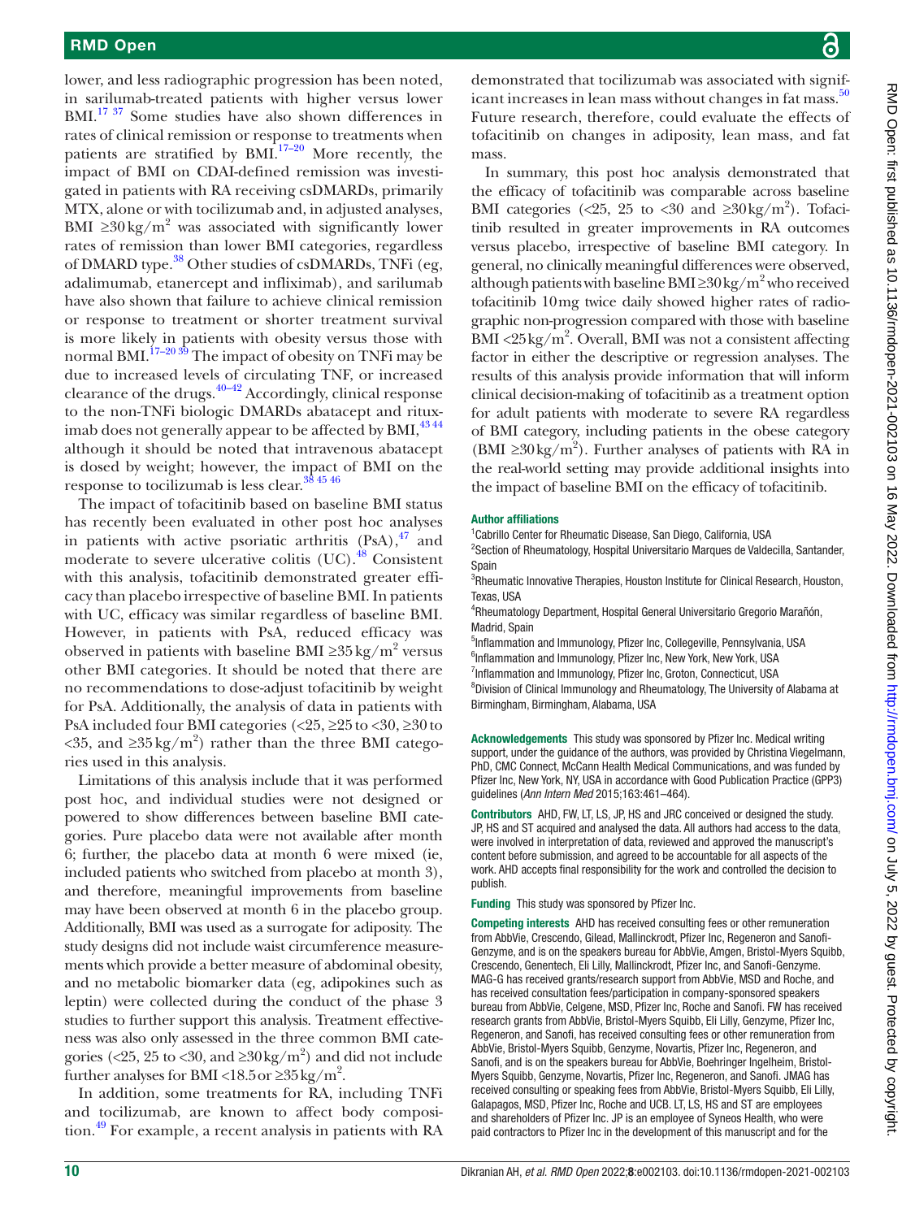lower, and less radiographic progression has been noted, in sarilumab-treated patients with higher versus lower BMI.[17 37] Some studies have also shown differences in rates of clinical remission or response to treatments when patients are stratified by BMI.[17–20] More recently, the impact of BMI on CDAI-defined remission was investigated in patients with RA receiving csDMARDs, primarily MTX, alone or with tocilizumab and, in adjusted analyses, BMI $\geq 30\,kg/m^2$ was associated with significantly lower rates of remission than lower BMI categories, regardless of DMARD type.[38] Other studies of csDMARDs, TNFi (eg, adalimumab, etanercept and infliximab), and sarilumab have also shown that failure to achieve clinical remission or response to treatment or shorter treatment survival is more likely in patients with obesity versus those with normal BMI.[17–20 39] The impact of obesity on TNFi may be due to increased levels of circulating TNF, or increased clearance of the drugs.[40–42] Accordingly, clinical response to the non-TNFi biologic DMARDs abatacept and rituximab does not generally appear to be affected by BMI,[43 44] although it should be noted that intravenous abatacept is dosed by weight; however, the impact of BMI on the response to tocilizumab is less clear.[38 45 46]

The impact of tofacitinib based on baseline BMI status has recently been evaluated in other post hoc analyses in patients with active psoriatic arthritis (PsA),[47] and moderate to severe ulcerative colitis (UC).[48] Consistent with this analysis, tofacitinib demonstrated greater efficacy than placebo irrespective of baseline BMI. In patients with UC, efficacy was similar regardless of baseline BMI. However, in patients with PsA, reduced efficacy was observed in patients with baseline BMI $\geq 35\,kg/m^2$ versus other BMI categories. It should be noted that there are no recommendations to dose-adjust tofacitinib by weight for PsA. Additionally, the analysis of data in patients with PsA included four BMI categories ($<25$, $\geq 25$ to $<30$, $\geq 30$ to $<35$, and $\geq 35\,kg/m^2$) rather than the three BMI categories used in this analysis.

Limitations of this analysis include that it was performed post hoc, and individual studies were not designed or powered to show differences between baseline BMI categories. Pure placebo data were not available after month 6; further, the placebo data at month 6 were mixed (ie, included patients who switched from placebo at month 3), and therefore, meaningful improvements from baseline may have been observed at month 6 in the placebo group. Additionally, BMI was used as a surrogate for adiposity. The study designs did not include waist circumference measurements which provide a better measure of abdominal obesity, and no metabolic biomarker data (eg, adipokines such as leptin) were collected during the conduct of the phase 3 studies to further support this analysis. Treatment effectiveness was also only assessed in the three common BMI categories ($<25$, 25 to $<30$, and $\geq 30\,kg/m^2$) and did not include further analyses for BMI $<18.5$ or $\geq 35\,kg/m^2$.

In addition, some treatments for RA, including TNFi and tocilizumab, are known to affect body composition.[49] For example, a recent analysis in patients with RA demonstrated that tocilizumab was associated with significant increases in lean mass without changes in fat mass.[50] Future research, therefore, could evaluate the effects of tofacitinib on changes in adiposity, lean mass, and fat mass.

In summary, this post hoc analysis demonstrated that the efficacy of tofacitinib was comparable across baseline BMI categories ($<25$, 25 to $<30$ and $\geq 30\,kg/m^2$). Tofacitinib resulted in greater improvements in RA outcomes versus placebo, irrespective of baseline BMI category. In general, no clinically meaningful differences were observed, although patients with baseline BMI $\geq 30\,kg/m^2$ who received tofacitinib 10 mg twice daily showed higher rates of radiographic non-progression compared with those with baseline BMI $<25\,kg/m^2$. Overall, BMI was not a consistent affecting factor in either the descriptive or regression analyses. The results of this analysis provide information that will inform clinical decision-making of tofacitinib as a treatment option for adult patients with moderate to severe RA regardless of BMI category, including patients in the obese category (BMI $\geq 30\,kg/m^2$). Further analyses of patients with RA in the real-world setting may provide additional insights into the impact of baseline BMI on the efficacy of tofacitinib.

#### Author affiliations

[1]Cabrillo Center for Rheumatic Disease, San Diego, California, USA
[2]Section of Rheumatology, Hospital Universitario Marques de Valdecilla, Santander, Spain
[3]Rheumatic Innovative Therapies, Houston Institute for Clinical Research, Houston, Texas, USA
[4]Rheumatology Department, Hospital General Universitario Gregorio Marañón, Madrid, Spain
[5]Inflammation and Immunology, Pfizer Inc, Collegeville, Pennsylvania, USA
[6]Inflammation and Immunology, Pfizer Inc, New York, New York, USA
[7]Inflammation and Immunology, Pfizer Inc, Groton, Connecticut, USA
[8]Division of Clinical Immunology and Rheumatology, The University of Alabama at Birmingham, Birmingham, Alabama, USA

**Acknowledgements** This study was sponsored by Pfizer Inc. Medical writing support, under the guidance of the authors, was provided by Christina Viegelmann, PhD, CMC Connect, McCann Health Medical Communications, and was funded by Pfizer Inc, New York, NY, USA in accordance with Good Publication Practice (GPP3) guidelines (*Ann Intern Med* 2015;163:461–464).

**Contributors** AHD, FW, LT, LS, JP, HS and JRC conceived or designed the study. JP, HS and ST acquired and analysed the data. All authors had access to the data, were involved in interpretation of data, reviewed and approved the manuscript's content before submission, and agreed to be accountable for all aspects of the work. AHD accepts final responsibility for the work and controlled the decision to publish.

**Funding** This study was sponsored by Pfizer Inc.

**Competing interests** AHD has received consulting fees or other remuneration from AbbVie, Crescendo, Gilead, Mallinckrodt, Pfizer Inc, Regeneron and Sanofi-Genzyme, and is on the speakers bureau for AbbVie, Amgen, Bristol-Myers Squibb, Crescendo, Genentech, Eli Lilly, Mallinckrodt, Pfizer Inc, and Sanofi-Genzyme. MAG-G has received grants/research support from AbbVie, MSD and Roche, and has received consultation fees/participation in company-sponsored speakers bureau from AbbVie, Celgene, MSD, Pfizer Inc, Roche and Sanofi. FW has received research grants from AbbVie, Bristol-Myers Squibb, Eli Lilly, Genzyme, Pfizer Inc, Regeneron, and Sanofi, has received consulting fees or other remuneration from AbbVie, Bristol-Myers Squibb, Genzyme, Novartis, Pfizer Inc, Regeneron, and Sanofi, and is on the speakers bureau for AbbVie, Boehringer Ingelheim, Bristol-Myers Squibb, Genzyme, Novartis, Pfizer Inc, Regeneron, and Sanofi. JMAG has received consulting or speaking fees from AbbVie, Bristol-Myers Squibb, Eli Lilly, Galapagos, MSD, Pfizer Inc, Roche and UCB. LT, LS, HS and ST are employees and shareholders of Pfizer Inc. JP is an employee of Syneos Health, who were paid contractors to Pfizer Inc in the development of this manuscript and for the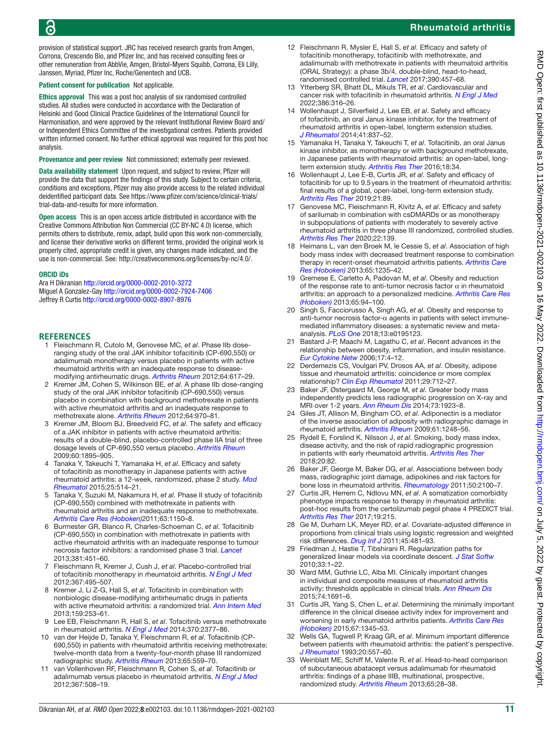provision of statistical support. JRC has received research grants from Amgen, Corrona, Crescendo Bio, and Pfizer Inc, and has received consulting fees or other remuneration from AbbVie, Amgen, Bristol-Myers Squibb, Corrona, Eli Lilly, Janssen, Myriad, Pfizer Inc, Roche/Genentech and UCB.

**Patient consent for publication** Not applicable.

**Ethics approval** This was a post hoc analysis of six randomised controlled studies. All studies were conducted in accordance with the Declaration of Helsinki and Good Clinical Practice Guidelines of the International Council for Harmonisation, and were approved by the relevant Institutional Review Board and/or Independent Ethics Committee of the investigational centres. Patients provided written informed consent. No further ethical approval was required for this post hoc analysis.

**Provenance and peer review** Not commissioned; externally peer reviewed.

**Data availability statement** Upon request, and subject to review, Pfizer will provide the data that support the findings of this study. Subject to certain criteria, conditions and exceptions, Pfizer may also provide access to the related individual deidentified participant data. See https://www.pfizer.com/science/clinical-trials/trial-data-and-results for more information.

**Open access** This is an open access article distributed in accordance with the Creative Commons Attribution Non Commercial (CC BY-NC 4.0) license, which permits others to distribute, remix, adapt, build upon this work non-commercially, and license their derivative works on different terms, provided the original work is properly cited, appropriate credit is given, any changes made indicated, and the use is non-commercial. See: http://creativecommons.org/licenses/by-nc/4.0/.

**ORCID iDs**

Ara H Dikranian http://orcid.org/0000-0002-2010-3272
Miguel A Gonzalez-Gay http://orcid.org/0000-0002-7924-7406
Jeffrey R Curtis http://orcid.org/0000-0002-8907-8976

## REFERENCES

1. Fleischmann R, Cutolo M, Genovese MC, *et al*. Phase IIb dose-ranging study of the oral JAK inhibitor tofacitinib (CP-690,550) or adalimumab monotherapy versus placebo in patients with active rheumatoid arthritis with an inadequate response to disease-modifying antirheumatic drugs. *Arthritis Rheum* 2012;64:617–29.
2. Kremer JM, Cohen S, Wilkinson BE, *et al*. A phase IIb dose-ranging study of the oral JAK inhibitor tofacitinib (CP-690,550) versus placebo in combination with background methotrexate in patients with active rheumatoid arthritis and an inadequate response to methotrexate alone. *Arthritis Rheum* 2012;64:970–81.
3. Kremer JM, Bloom BJ, Breedveld FC, *et al*. The safety and efficacy of a JAK inhibitor in patients with active rheumatoid arthritis: results of a double-blind, placebo-controlled phase IIA trial of three dosage levels of CP-690,550 versus placebo. *Arthritis Rheum* 2009;60:1895–905.
4. Tanaka Y, Takeuchi T, Yamanaka H, *et al*. Efficacy and safety of tofacitinib as monotherapy in Japanese patients with active rheumatoid arthritis: a 12-week, randomized, phase 2 study. *Mod Rheumatol* 2015;25:514–21.
5. Tanaka Y, Suzuki M, Nakamura H, *et al*. Phase II study of tofacitinib (CP-690,550) combined with methotrexate in patients with rheumatoid arthritis and an inadequate response to methotrexate. *Arthritis Care Res (Hoboken)*2011;63:1150–8.
6. Burmester GR, Blanco R, Charles-Schoeman C, *et al*. Tofacitinib (CP-690,550) in combination with methotrexate in patients with active rheumatoid arthritis with an inadequate response to tumour necrosis factor inhibitors: a randomised phase 3 trial. *Lancet* 2013;381:451–60.
7. Fleischmann R, Kremer J, Cush J, *et al*. Placebo-controlled trial of tofacitinib monotherapy in rheumatoid arthritis. *N Engl J Med* 2012;367:495–507.
8. Kremer J, Li Z-G, Hall S, *et al*. Tofacitinib in combination with nonbiologic disease-modifying antirheumatic drugs in patients with active rheumatoid arthritis: a randomized trial. *Ann Intern Med* 2013;159:253–61.
9. Lee EB, Fleischmann R, Hall S, *et al*. Tofacitinib versus methotrexate in rheumatoid arthritis. *N Engl J Med* 2014;370:2377–86.
10. van der Heijde D, Tanaka Y, Fleischmann R, *et al*. Tofacitinib (CP-690,550) in patients with rheumatoid arthritis receiving methotrexate: twelve-month data from a twenty-four-month phase III randomized radiographic study. *Arthritis Rheum* 2013;65:559–70.
11. van Vollenhoven RF, Fleischmann R, Cohen S, *et al*. Tofacitinib or adalimumab versus placebo in rheumatoid arthritis. *N Engl J Med* 2012;367:508–19.
12. Fleischmann R, Mysler E, Hall S, *et al*. Efficacy and safety of tofacitinib monotherapy, tofacitinib with methotrexate, and adalimumab with methotrexate in patients with rheumatoid arthritis (ORAL Strategy): a phase 3b/4, double-blind, head-to-head, randomised controlled trial. *Lancet* 2017;390:457–68.
13. Ytterberg SR, Bhatt DL, Mikuls TR, *et al*. Cardiovascular and cancer risk with tofacitinib in rheumatoid arthritis. *N Engl J Med* 2022;386:316–26.
14. Wollenhaupt J, Silverfield J, Lee EB, *et al*. Safety and efficacy of tofacitinib, an oral Janus kinase inhibitor, for the treatment of rheumatoid arthritis in open-label, longterm extension studies. *J Rheumatol* 2014;41:837–52.
15. Yamanaka H, Tanaka Y, Takeuchi T, *et al*. Tofacitinib, an oral Janus kinase inhibitor, as monotherapy or with background methotrexate, in Japanese patients with rheumatoid arthritis: an open-label, long-term extension study. *Arthritis Res Ther* 2016;18:34.
16. Wollenhaupt J, Lee E-B, Curtis JR, *et al*. Safety and efficacy of tofacitinib for up to 9.5 years in the treatment of rheumatoid arthritis: final results of a global, open-label, long-term extension study. *Arthritis Res Ther* 2019;21:89.
17. Genovese MC, Fleischmann R, Kivitz A, *et al*. Efficacy and safety of sarilumab in combination with csDMARDs or as monotherapy in subpopulations of patients with moderately to severely active rheumatoid arthritis in three phase III randomized, controlled studies. *Arthritis Res Ther* 2020;22:139.
18. Heimans L, van den Broek M, le Cessie S, *et al*. Association of high body mass index with decreased treatment response to combination therapy in recent-onset rheumatoid arthritis patients. *Arthritis Care Res (Hoboken)* 2013;65:1235–42.
19. Gremese E, Carletto A, Padovan M, *et al*. Obesity and reduction of the response rate to anti-tumor necrosis factor α in rheumatoid arthritis: an approach to a personalized medicine. *Arthritis Care Res (Hoboken)* 2013;65:94–100.
20. Singh S, Facciorusso A, Singh AG, *et al*. Obesity and response to anti-tumor necrosis factor-α agents in patients with select immune-mediated inflammatory diseases: a systematic review and meta-analysis. *PLoS One* 2018;13:e0195123.
21. Bastard J-P, Maachi M, Lagathu C, *et al*. Recent advances in the relationship between obesity, inflammation, and insulin resistance. *Eur Cytokine Netw* 2006;17:4–12.
22. Derdemezis CS, Voulgari PV, Drosos AA, *et al*. Obesity, adipose tissue and rheumatoid arthritis: coincidence or more complex relationship? *Clin Exp Rheumatol* 2011;29:712–27.
23. Baker JF, Østergaard M, George M, *et al*. Greater body mass independently predicts less radiographic progression on X-ray and MRI over 1-2 years. *Ann Rheum Dis* 2014;73:1923–8.
24. Giles JT, Allison M, Bingham CO, *et al*. Adiponectin is a mediator of the inverse association of adiposity with radiographic damage in rheumatoid arthritis. *Arthritis Rheum* 2009;61:1248–56.
25. Rydell E, Forslind K, Nilsson J, *et al*. Smoking, body mass index, disease activity, and the risk of rapid radiographic progression in patients with early rheumatoid arthritis. *Arthritis Res Ther* 2018;20:82.
26. Baker JF, George M, Baker DG, *et al*. Associations between body mass, radiographic joint damage, adipokines and risk factors for bone loss in rheumatoid arthritis. *Rheumatology* 2011;50:2100–7.
27. Curtis JR, Herrem C, Ndlovu MN, *et al*. A somatization comorbidity phenotype impacts response to therapy in rheumatoid arthritis: post-hoc results from the certolizumab pegol phase 4 PREDICT trial. *Arthritis Res Ther* 2017;19:215.
28. Ge M, Durham LK, Meyer RD, *et al*. Covariate-adjusted difference in proportions from clinical trials using logistic regression and weighted risk differences. *Drug Inf J* 2011;45:481–93.
29. Friedman J, Hastie T, Tibshirani R. Regularization paths for generalized linear models via coordinate descent. *J Stat Softw* 2010;33:1–22.
30. Ward MM, Guthrie LC, Alba MI. Clinically important changes in individual and composite measures of rheumatoid arthritis activity: thresholds applicable in clinical trials. *Ann Rheum Dis* 2015;74:1691–6.
31. Curtis JR, Yang S, Chen L, *et al*. Determining the minimally important difference in the clinical disease activity index for improvement and worsening in early rheumatoid arthritis patients. *Arthritis Care Res (Hoboken)* 2015;67:1345–53.
32. Wells GA, Tugwell P, Kraag GR, *et al*. Minimum important difference between patients with rheumatoid arthritis: the patient's perspective. *J Rheumatol* 1993;20:557–60.
33. Weinblatt ME, Schiff M, Valente R, *et al*. Head-to-head comparison of subcutaneous abatacept versus adalimumab for rheumatoid arthritis: findings of a phase IIIB, multinational, prospective, randomized study. *Arthritis Rheum* 2013;65:28–38.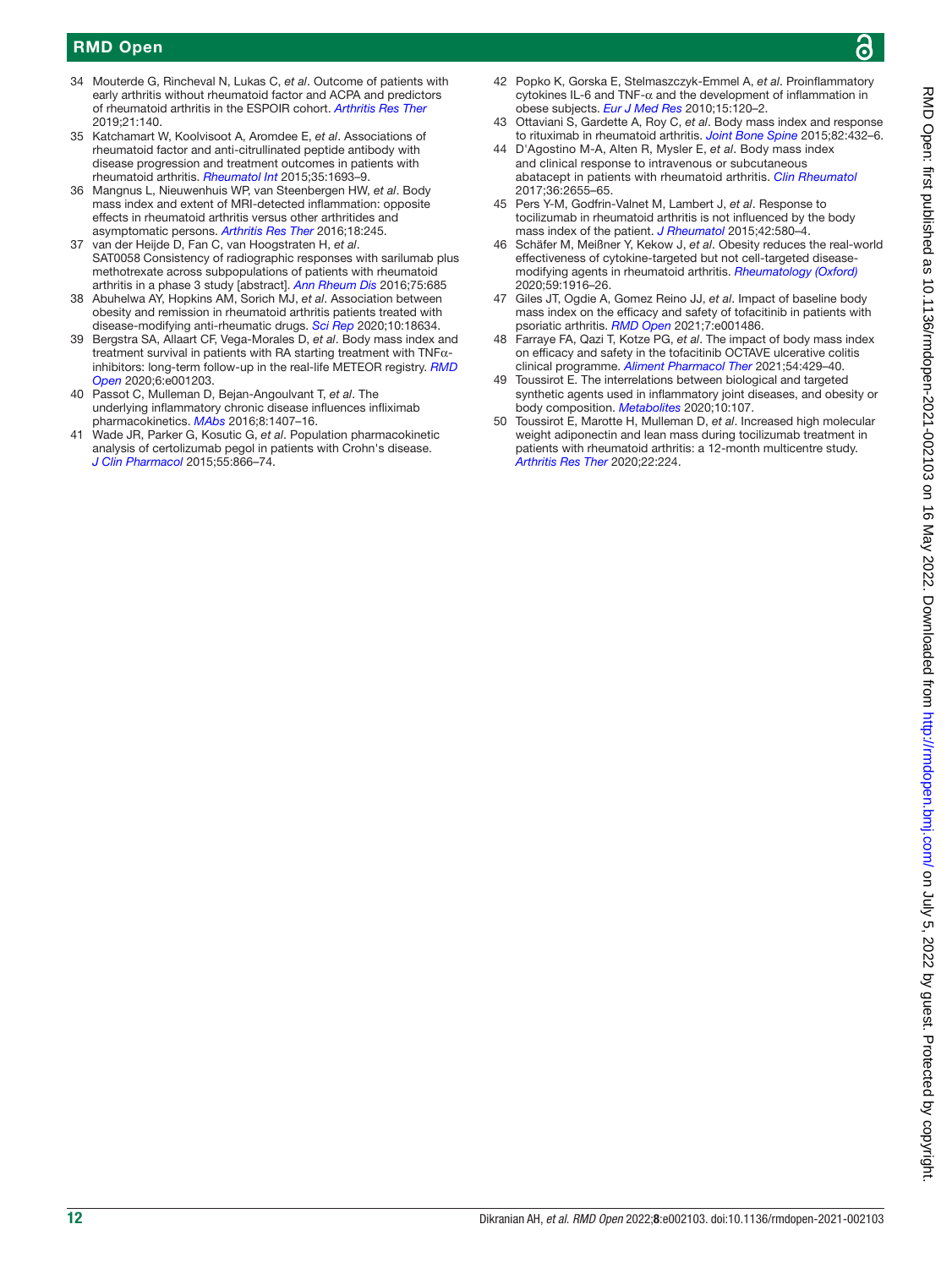34 Mouterde G, Rincheval N, Lukas C, *et al*. Outcome of patients with early arthritis without rheumatoid factor and ACPA and predictors of rheumatoid arthritis in the ESPOIR cohort. *Arthritis Res Ther* 2019;21:140.

35 Katchamart W, Koolvisoot A, Aromdee E, *et al*. Associations of rheumatoid factor and anti-citrullinated peptide antibody with disease progression and treatment outcomes in patients with rheumatoid arthritis. *Rheumatol Int* 2015;35:1693–9.

36 Mangnus L, Nieuwenhuis WP, van Steenbergen HW, *et al*. Body mass index and extent of MRI-detected inflammation: opposite effects in rheumatoid arthritis versus other arthritides and asymptomatic persons. *Arthritis Res Ther* 2016;18:245.

37 van der Heijde D, Fan C, van Hoogstraten H, *et al*. SAT0058 Consistency of radiographic responses with sarilumab plus methotrexate across subpopulations of patients with rheumatoid arthritis in a phase 3 study [abstract]. *Ann Rheum Dis* 2016;75:685

38 Abuhelwa AY, Hopkins AM, Sorich MJ, *et al*. Association between obesity and remission in rheumatoid arthritis patients treated with disease-modifying anti-rheumatic drugs. *Sci Rep* 2020;10:18634.

39 Bergstra SA, Allaart CF, Vega-Morales D, *et al*. Body mass index and treatment survival in patients with RA starting treatment with TNFα-inhibitors: long-term follow-up in the real-life METEOR registry. *RMD Open* 2020;6:e001203.

40 Passot C, Mulleman D, Bejan-Angoulvant T, *et al*. The underlying inflammatory chronic disease influences infliximab pharmacokinetics. *MAbs* 2016;8:1407–16.

41 Wade JR, Parker G, Kosutic G, *et al*. Population pharmacokinetic analysis of certolizumab pegol in patients with Crohn's disease. *J Clin Pharmacol* 2015;55:866–74.

42 Popko K, Gorska E, Stelmaszczyk-Emmel A, *et al*. Proinflammatory cytokines IL-6 and TNF-α and the development of inflammation in obese subjects. *Eur J Med Res* 2010;15:120–2.

43 Ottaviani S, Gardette A, Roy C, *et al*. Body mass index and response to rituximab in rheumatoid arthritis. *Joint Bone Spine* 2015;82:432–6.

44 D'Agostino M-A, Alten R, Mysler E, *et al*. Body mass index and clinical response to intravenous or subcutaneous abatacept in patients with rheumatoid arthritis. *Clin Rheumatol* 2017;36:2655–65.

45 Pers Y-M, Godfrin-Valnet M, Lambert J, *et al*. Response to tocilizumab in rheumatoid arthritis is not influenced by the body mass index of the patient. *J Rheumatol* 2015;42:580–4.

46 Schäfer M, Meißner Y, Kekow J, *et al*. Obesity reduces the real-world effectiveness of cytokine-targeted but not cell-targeted disease-modifying agents in rheumatoid arthritis. *Rheumatology (Oxford)* 2020;59:1916–26.

47 Giles JT, Ogdie A, Gomez Reino JJ, *et al*. Impact of baseline body mass index on the efficacy and safety of tofacitinib in patients with psoriatic arthritis. *RMD Open* 2021;7:e001486.

48 Farraye FA, Qazi T, Kotze PG, *et al*. The impact of body mass index on efficacy and safety in the tofacitinib OCTAVE ulcerative colitis clinical programme. *Aliment Pharmacol Ther* 2021;54:429–40.

49 Toussirot E. The interrelations between biological and targeted synthetic agents used in inflammatory joint diseases, and obesity or body composition. *Metabolites* 2020;10:107.

50 Toussirot E, Marotte H, Mulleman D, *et al*. Increased high molecular weight adiponectin and lean mass during tocilizumab treatment in patients with rheumatoid arthritis: a 12-month multicentre study. *Arthritis Res Ther* 2020;22:224.